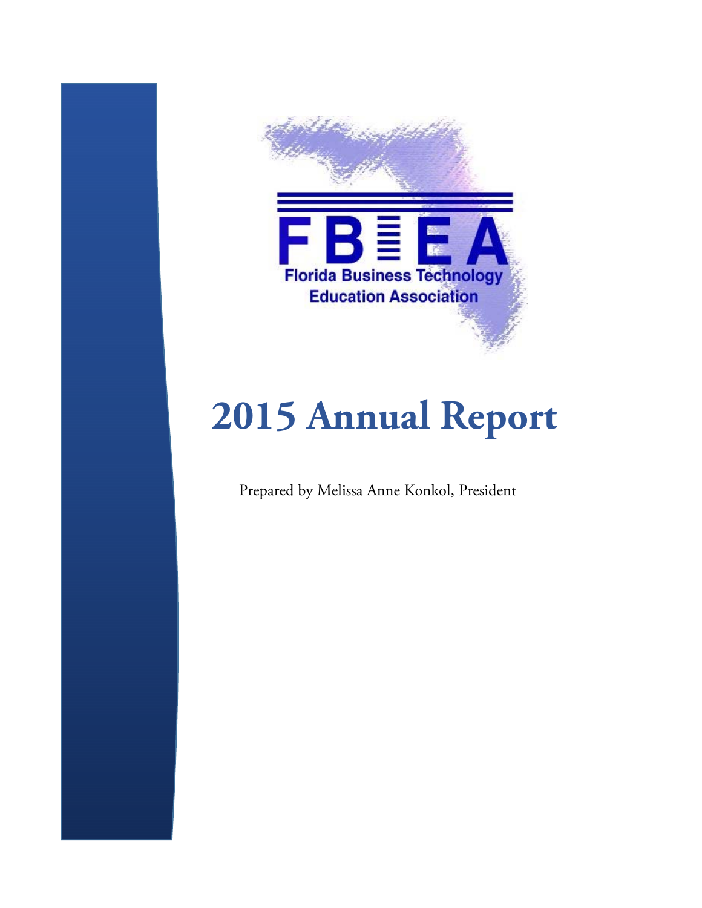FBTEA

Florida Business Technology Education Association

# 2015 Annual Report

Prepared by Melissa Anne Konkol, President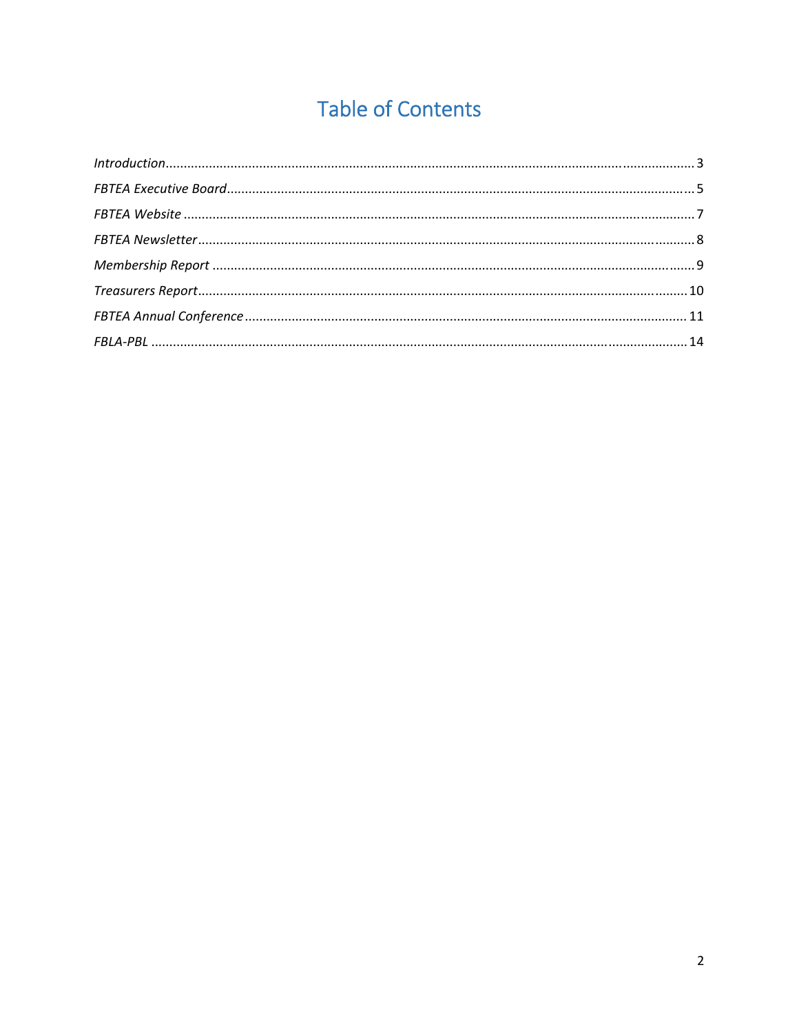# Table of Contents

*Introduction* ........................................................................................................................................ 3

*FBTEA Executive Board* ........................................................................................................................ 5

*FBTEA Website* ...................................................................................................................................... 7

*FBTEA Newsletter* .................................................................................................................................. 8

*Membership Report* ............................................................................................................................... 9

*Treasurers Report* ................................................................................................................................ 10

*FBTEA Annual Conference* .................................................................................................................. 11

*FBLA-PBL* ............................................................................................................................................ 14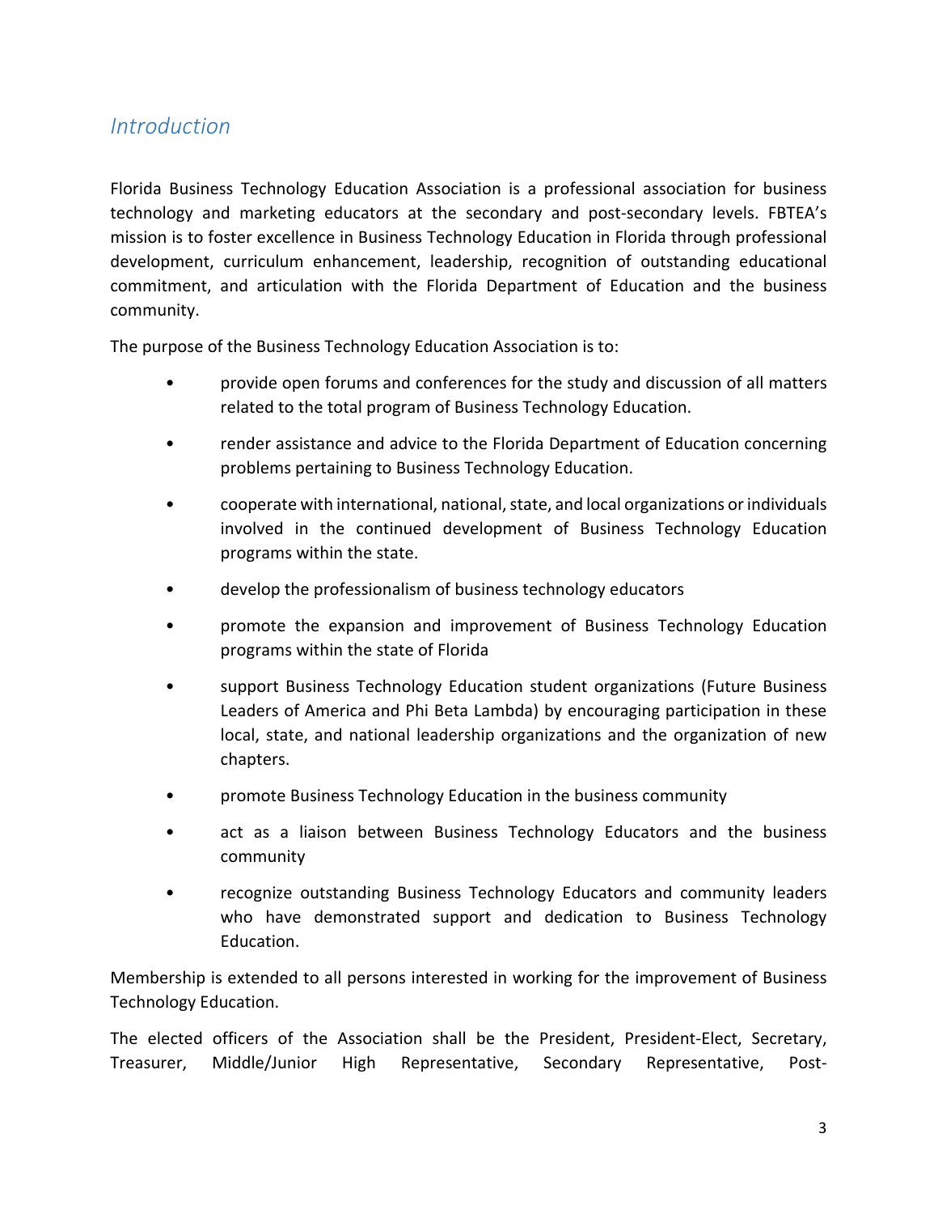## *Introduction*

Florida Business Technology Education Association is a professional association for business technology and marketing educators at the secondary and post-secondary levels. FBTEA's mission is to foster excellence in Business Technology Education in Florida through professional development, curriculum enhancement, leadership, recognition of outstanding educational commitment, and articulation with the Florida Department of Education and the business community.

The purpose of the Business Technology Education Association is to:

- provide open forums and conferences for the study and discussion of all matters related to the total program of Business Technology Education.
- render assistance and advice to the Florida Department of Education concerning problems pertaining to Business Technology Education.
- cooperate with international, national, state, and local organizations or individuals involved in the continued development of Business Technology Education programs within the state.
- develop the professionalism of business technology educators
- promote the expansion and improvement of Business Technology Education programs within the state of Florida
- support Business Technology Education student organizations (Future Business Leaders of America and Phi Beta Lambda) by encouraging participation in these local, state, and national leadership organizations and the organization of new chapters.
- promote Business Technology Education in the business community
- act as a liaison between Business Technology Educators and the business community
- recognize outstanding Business Technology Educators and community leaders who have demonstrated support and dedication to Business Technology Education.

Membership is extended to all persons interested in working for the improvement of Business Technology Education.

The elected officers of the Association shall be the President, President-Elect, Secretary, Treasurer, Middle/Junior High Representative, Secondary Representative, Post-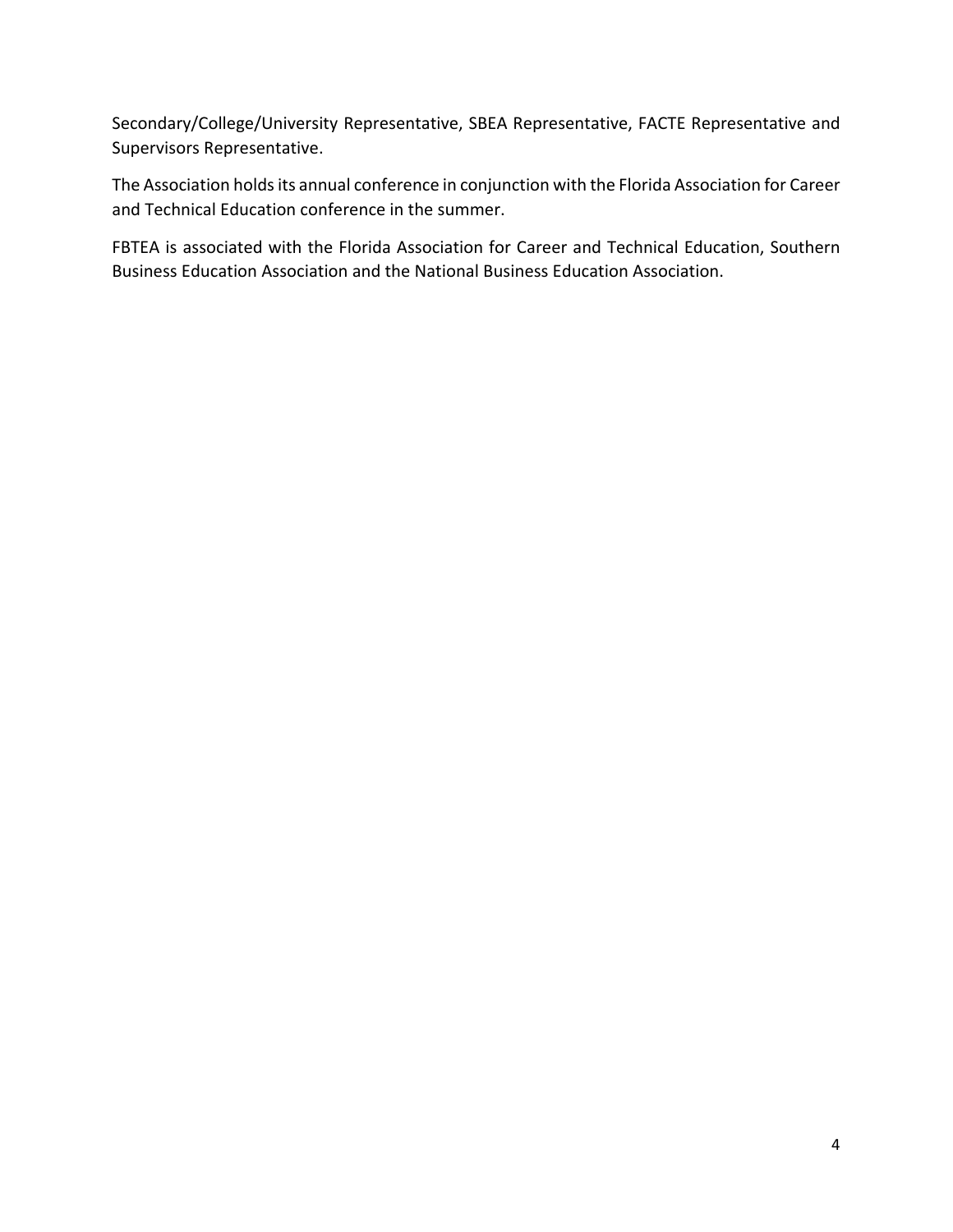Secondary/College/University Representative, SBEA Representative, FACTE Representative and Supervisors Representative.

The Association holds its annual conference in conjunction with the Florida Association for Career and Technical Education conference in the summer.

FBTEA is associated with the Florida Association for Career and Technical Education, Southern Business Education Association and the National Business Education Association.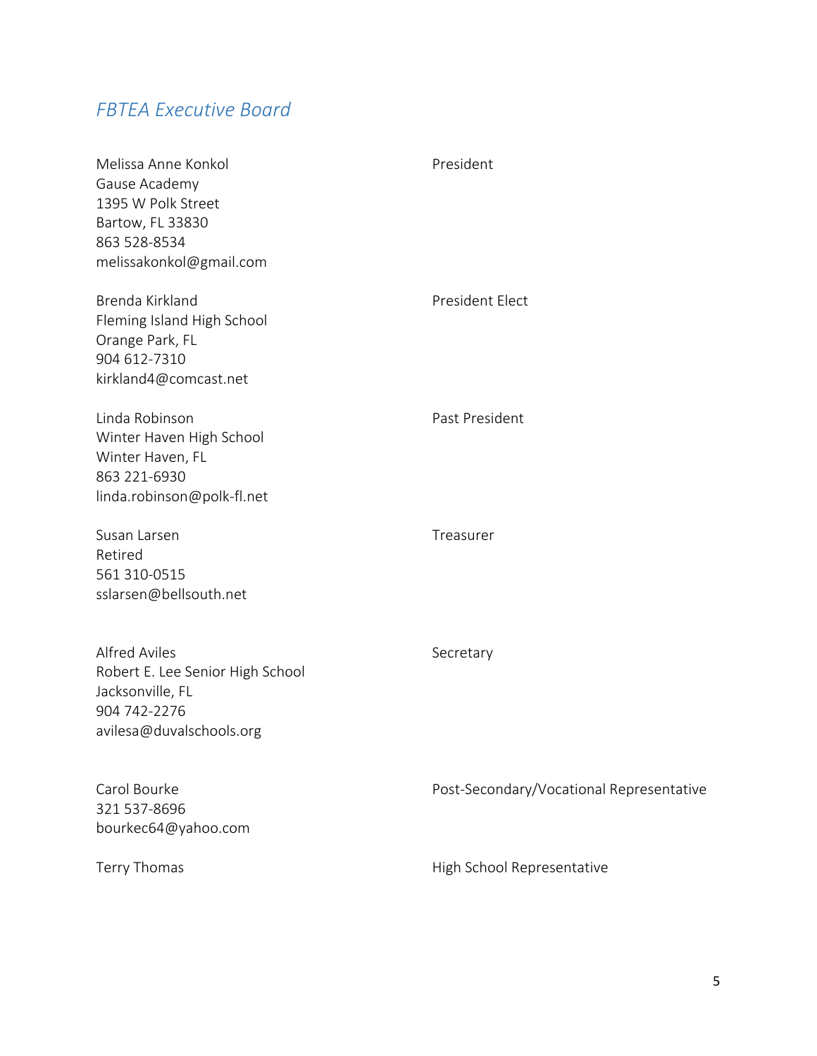## *FBTEA Executive Board*

Melissa Anne Konkol — President
Gause Academy
1395 W Polk Street
Bartow, FL 33830
863 528-8534
melissakonkol@gmail.com

Brenda Kirkland — President Elect
Fleming Island High School
Orange Park, FL
904 612-7310
kirkland4@comcast.net

Linda Robinson — Past President
Winter Haven High School
Winter Haven, FL
863 221-6930
linda.robinson@polk-fl.net

Susan Larsen — Treasurer
Retired
561 310-0515
sslarsen@bellsouth.net

Alfred Aviles — Secretary
Robert E. Lee Senior High School
Jacksonville, FL
904 742-2276
avilesa@duvalschools.org

Carol Bourke — Post-Secondary/Vocational Representative
321 537-8696
bourkec64@yahoo.com

Terry Thomas — High School Representative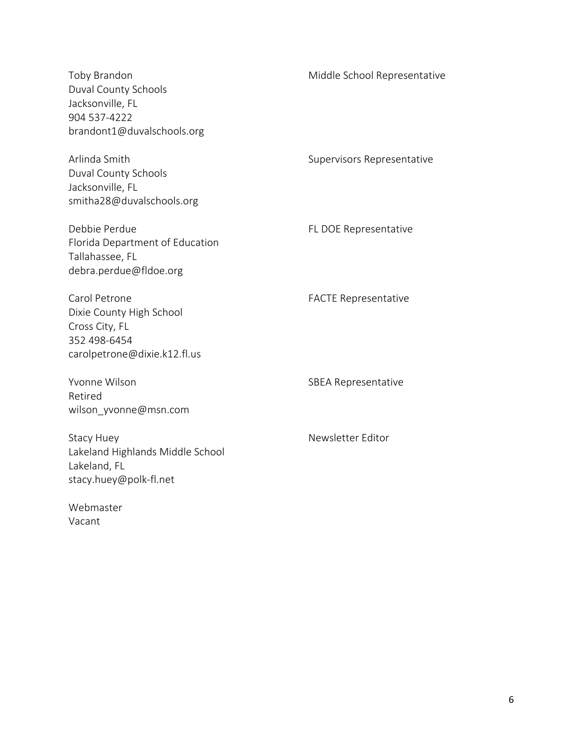Toby Brandon  
Duval County Schools  
Jacksonville, FL  
904 537-4222  
brandont1@duvalschools.org

Middle School Representative

Arlinda Smith  
Duval County Schools  
Jacksonville, FL  
smitha28@duvalschools.org

Supervisors Representative

Debbie Perdue  
Florida Department of Education  
Tallahassee, FL  
debra.perdue@fldoe.org

FL DOE Representative

Carol Petrone  
Dixie County High School  
Cross City, FL  
352 498-6454  
carolpetrone@dixie.k12.fl.us

FACTE Representative

Yvonne Wilson  
Retired  
wilson_yvonne@msn.com

SBEA Representative

Stacy Huey  
Lakeland Highlands Middle School  
Lakeland, FL  
stacy.huey@polk-fl.net

Newsletter Editor

Webmaster  
Vacant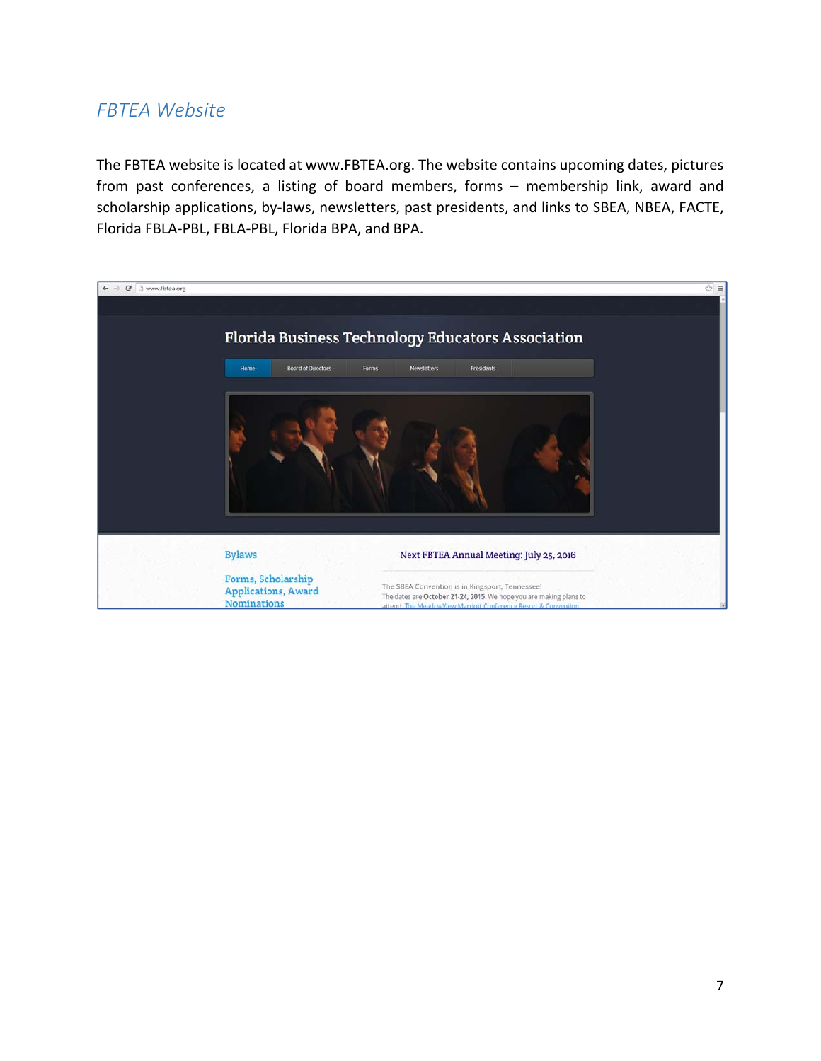## *FBTEA Website*

The FBTEA website is located at www.FBTEA.org. The website contains upcoming dates, pictures from past conferences, a listing of board members, forms – membership link, award and scholarship applications, by-laws, newsletters, past presidents, and links to SBEA, NBEA, FACTE, Florida FBLA-PBL, FBLA-PBL, Florida BPA, and BPA.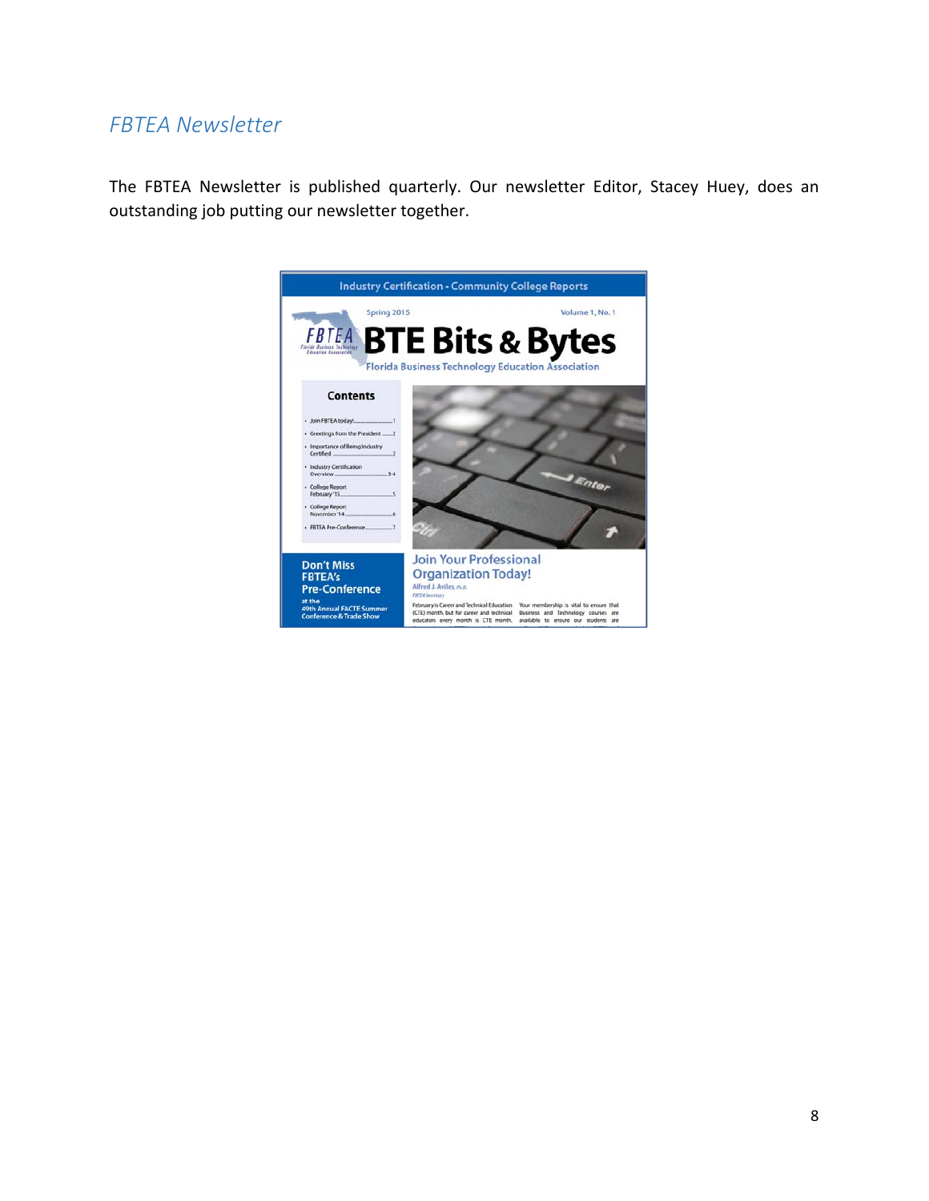## *FBTEA Newsletter*

The FBTEA Newsletter is published quarterly. Our newsletter Editor, Stacey Huey, does an outstanding job putting our newsletter together.

Industry Certification • Community College Reports

Spring 2015 Volume 1, No. 1

FBTEA Florida Business Technology Education Association

# BTE Bits & Bytes

Florida Business Technology Education Association

**Contents**

- Join FBTEA today! ........ 1
- Greetings from the President ........ 2
- Importance of Being Industry Certified ........ 2
- Industry Certification Overview ........ 3-4
- College Report February '15 ........ 5
- College Report November '14 ........ 6
- FBTEA Pre-Conference ........ 7

**Don't Miss FBTEA's Pre-Conference**

at the 49th Annual FACTE Summer Conference & Trade Show

**Join Your Professional Organization Today!**

Alfred J. Aviles, Ph.D.
*FBTEA Secretary*

February is Career and Technical Education (CTE) month, but for career and technical education every month is CTE month.

Your membership is vital to ensure that Business and Technology courses are available to ensure our students are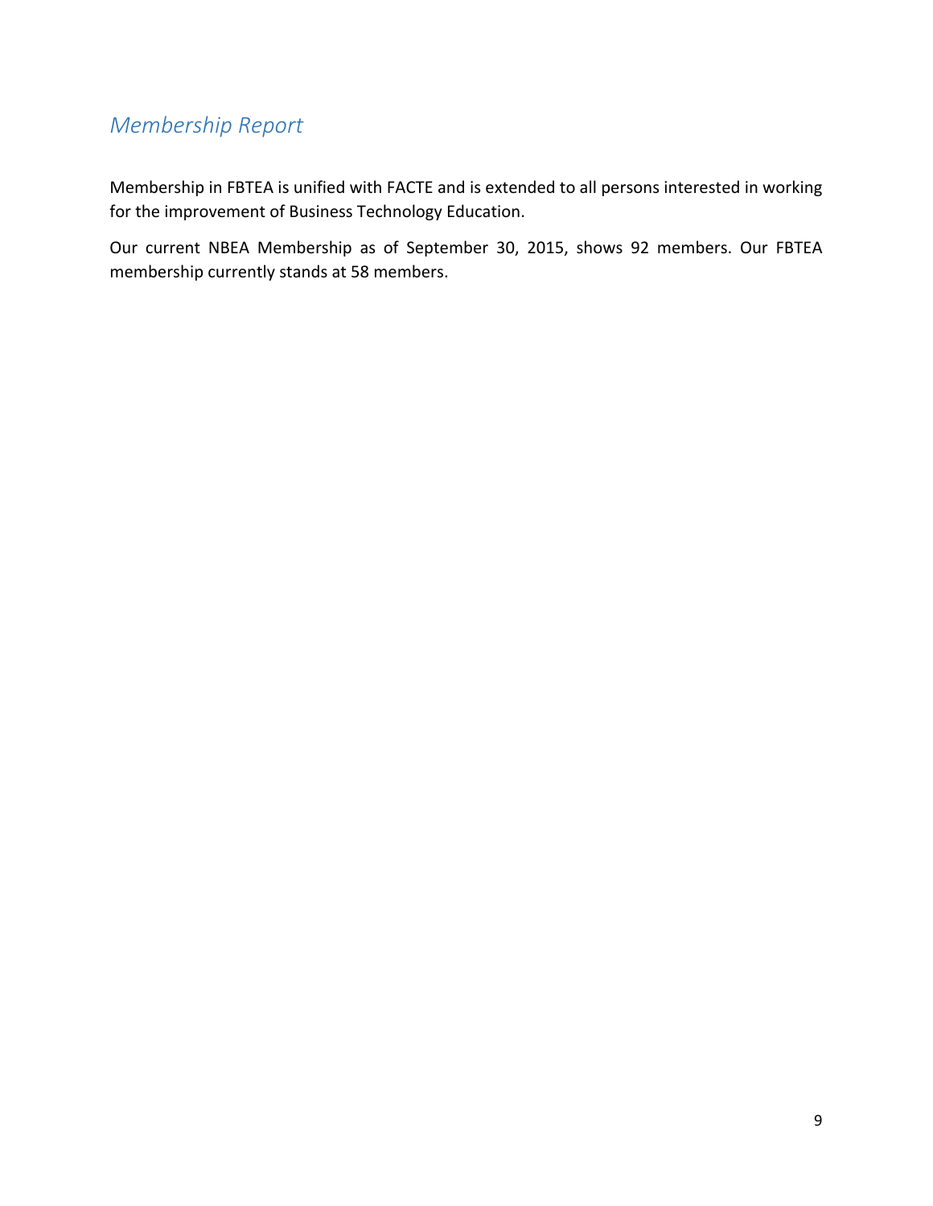## *Membership Report*

Membership in FBTEA is unified with FACTE and is extended to all persons interested in working for the improvement of Business Technology Education.

Our current NBEA Membership as of September 30, 2015, shows 92 members. Our FBTEA membership currently stands at 58 members.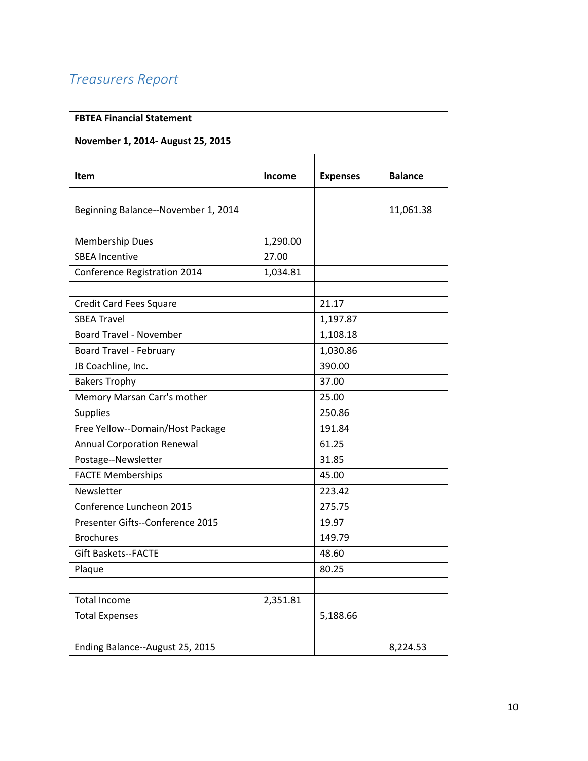## *Treasurers Report*

| FBTEA Financial Statement | | | |
|---|---|---|---|
| **November 1, 2014- August 25, 2015** | | | |
| | | | |
| **Item** | **Income** | **Expenses** | **Balance** |
| | | | |
| Beginning Balance--November 1, 2014 | | | 11,061.38 |
| | | | |
| Membership Dues | 1,290.00 | | |
| SBEA Incentive | 27.00 | | |
| Conference Registration 2014 | 1,034.81 | | |
| | | | |
| Credit Card Fees Square | | 21.17 | |
| SBEA Travel | | 1,197.87 | |
| Board Travel - November | | 1,108.18 | |
| Board Travel - February | | 1,030.86 | |
| JB Coachline, Inc. | | 390.00 | |
| Bakers Trophy | | 37.00 | |
| Memory Marsan Carr's mother | | 25.00 | |
| Supplies | | 250.86 | |
| Free Yellow--Domain/Host Package | | 191.84 | |
| Annual Corporation Renewal | | 61.25 | |
| Postage--Newsletter | | 31.85 | |
| FACTE Memberships | | 45.00 | |
| Newsletter | | 223.42 | |
| Conference Luncheon 2015 | | 275.75 | |
| Presenter Gifts--Conference 2015 | | 19.97 | |
| Brochures | | 149.79 | |
| Gift Baskets--FACTE | | 48.60 | |
| Plaque | | 80.25 | |
| | | | |
| Total Income | 2,351.81 | | |
| Total Expenses | | 5,188.66 | |
| | | | |
| Ending Balance--August 25, 2015 | | | 8,224.53 |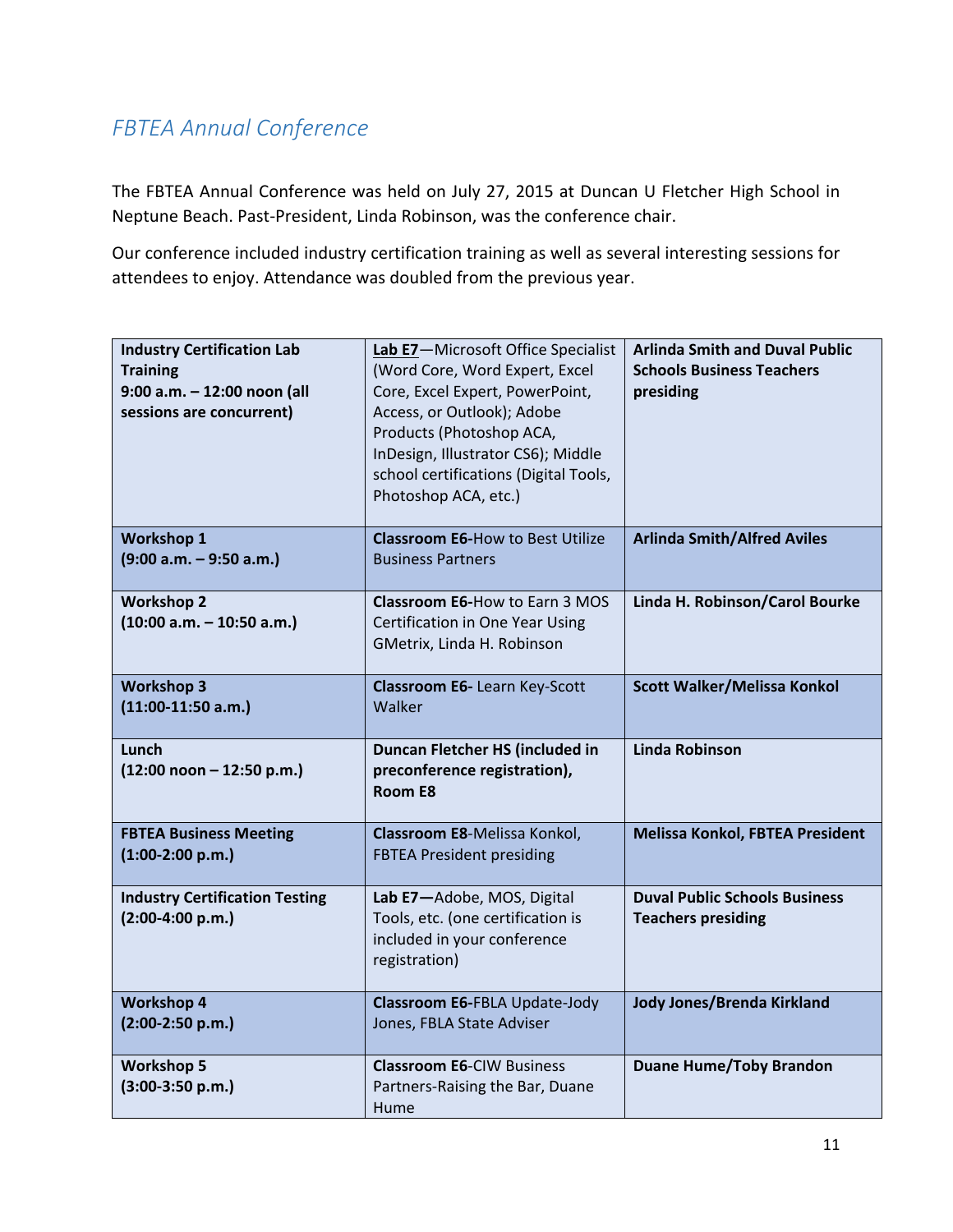## *FBTEA Annual Conference*

The FBTEA Annual Conference was held on July 27, 2015 at Duncan U Fletcher High School in Neptune Beach. Past-President, Linda Robinson, was the conference chair.

Our conference included industry certification training as well as several interesting sessions for attendees to enjoy. Attendance was doubled from the previous year.

| | | |
|---|---|---|
| **Industry Certification Lab Training 9:00 a.m. – 12:00 noon (all sessions are concurrent)** | **Lab E7**—Microsoft Office Specialist (Word Core, Word Expert, Excel Core, Excel Expert, PowerPoint, Access, or Outlook); Adobe Products (Photoshop ACA, InDesign, Illustrator CS6); Middle school certifications (Digital Tools, Photoshop ACA, etc.) | **Arlinda Smith and Duval Public Schools Business Teachers presiding** |
| **Workshop 1 (9:00 a.m. – 9:50 a.m.)** | **Classroom E6-**How to Best Utilize Business Partners | **Arlinda Smith/Alfred Aviles** |
| **Workshop 2 (10:00 a.m. – 10:50 a.m.)** | **Classroom E6-**How to Earn 3 MOS Certification in One Year Using GMetrix, Linda H. Robinson | **Linda H. Robinson/Carol Bourke** |
| **Workshop 3 (11:00-11:50 a.m.)** | **Classroom E6-** Learn Key-Scott Walker | **Scott Walker/Melissa Konkol** |
| **Lunch (12:00 noon – 12:50 p.m.)** | **Duncan Fletcher HS (included in preconference registration), Room E8** | **Linda Robinson** |
| **FBTEA Business Meeting (1:00-2:00 p.m.)** | **Classroom E8-**Melissa Konkol, FBTEA President presiding | **Melissa Konkol, FBTEA President** |
| **Industry Certification Testing (2:00-4:00 p.m.)** | **Lab E7—**Adobe, MOS, Digital Tools, etc. (one certification is included in your conference registration) | **Duval Public Schools Business Teachers presiding** |
| **Workshop 4 (2:00-2:50 p.m.)** | **Classroom E6-**FBLA Update-Jody Jones, FBLA State Adviser | **Jody Jones/Brenda Kirkland** |
| **Workshop 5 (3:00-3:50 p.m.)** | **Classroom E6-**CIW Business Partners-Raising the Bar, Duane Hume | **Duane Hume/Toby Brandon** |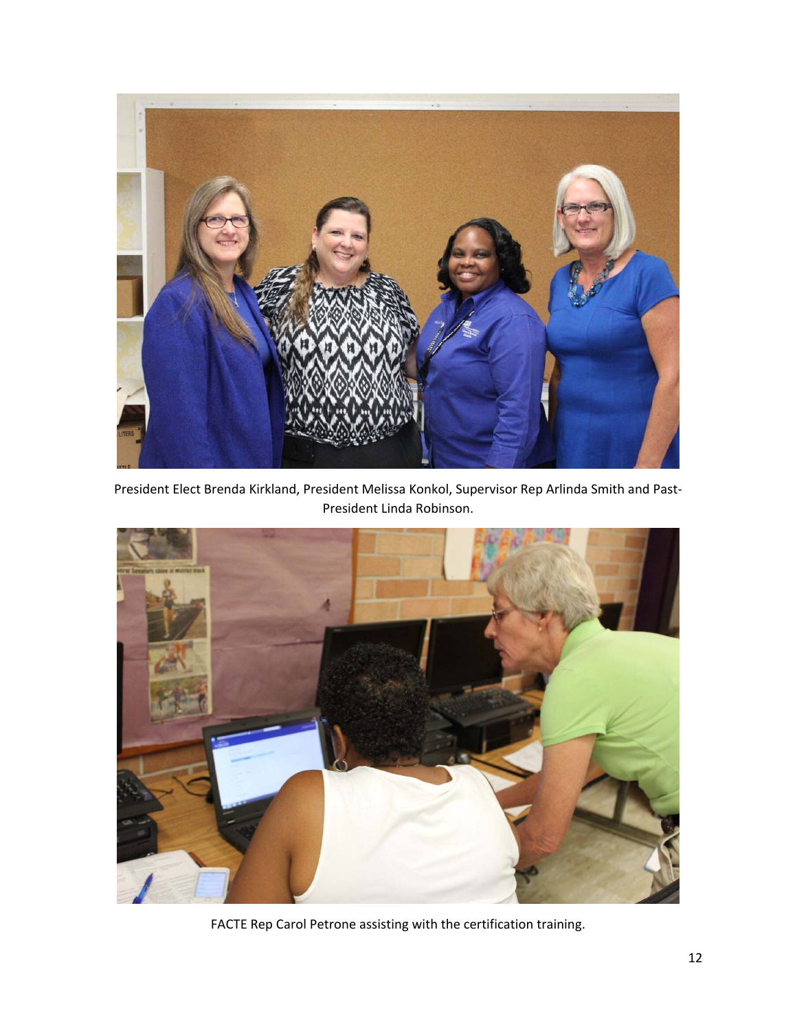President Elect Brenda Kirkland, President Melissa Konkol, Supervisor Rep Arlinda Smith and Past-President Linda Robinson.

FACTE Rep Carol Petrone assisting with the certification training.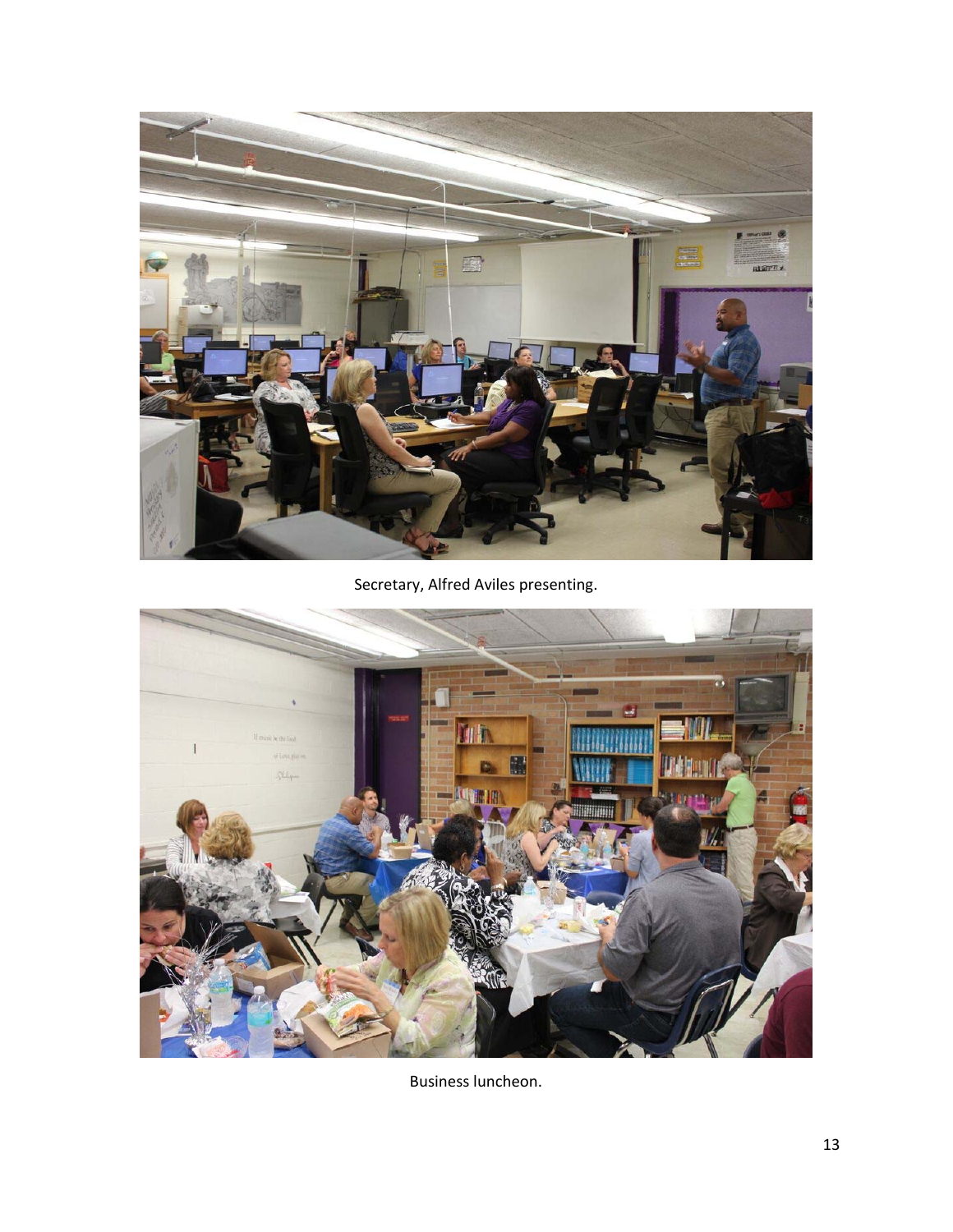Secretary, Alfred Aviles presenting.

Business luncheon.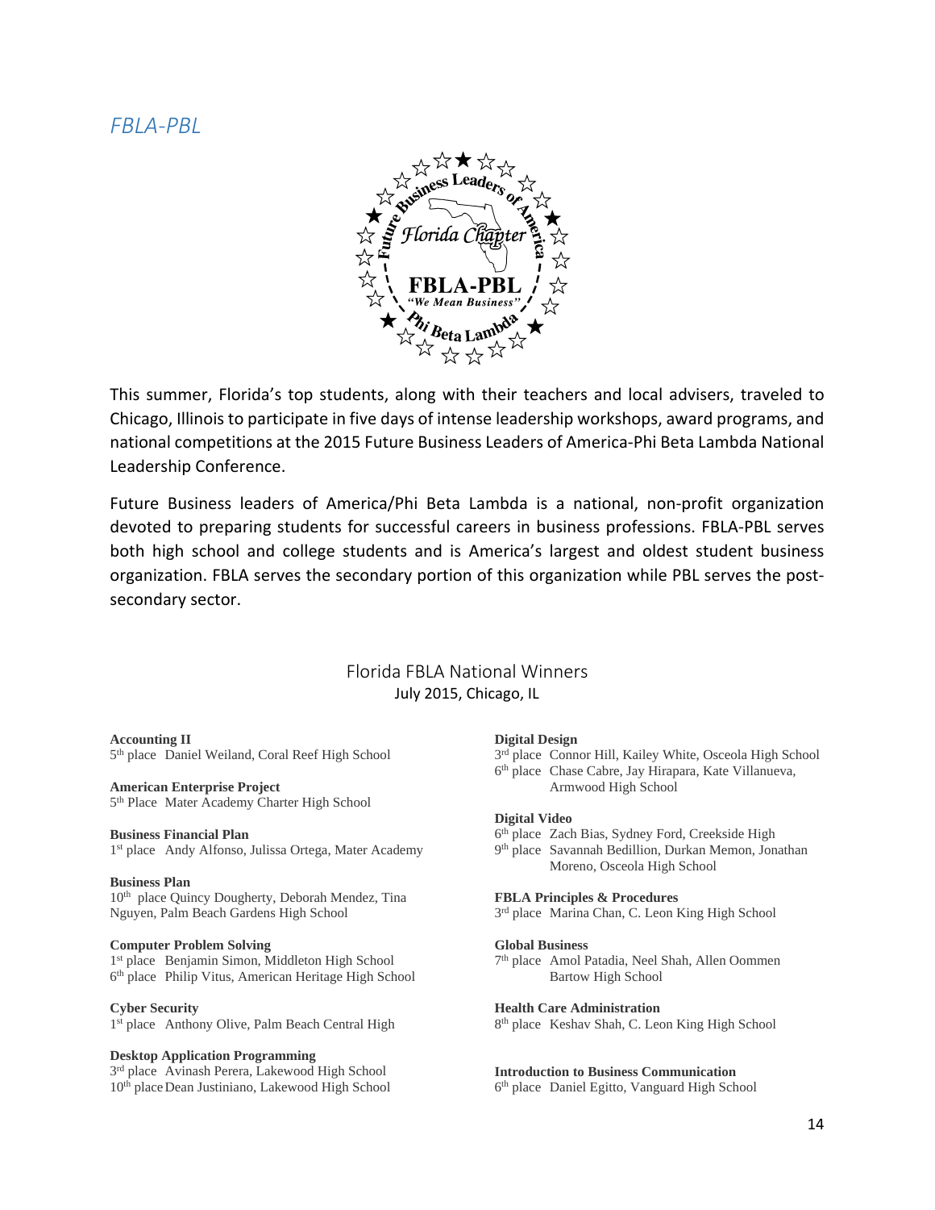## *FBLA-PBL*

This summer, Florida's top students, along with their teachers and local advisers, traveled to Chicago, Illinois to participate in five days of intense leadership workshops, award programs, and national competitions at the 2015 Future Business Leaders of America-Phi Beta Lambda National Leadership Conference.

Future Business leaders of America/Phi Beta Lambda is a national, non-profit organization devoted to preparing students for successful careers in business professions. FBLA-PBL serves both high school and college students and is America's largest and oldest student business organization. FBLA serves the secondary portion of this organization while PBL serves the post-secondary sector.

### Florida FBLA National Winners

July 2015, Chicago, IL

**Accounting II**
5th place Daniel Weiland, Coral Reef High School

**American Enterprise Project**
5th Place Mater Academy Charter High School

**Business Financial Plan**
1st place Andy Alfonso, Julissa Ortega, Mater Academy

**Business Plan**
10th place Quincy Dougherty, Deborah Mendez, Tina Nguyen, Palm Beach Gardens High School

**Computer Problem Solving**
1st place Benjamin Simon, Middleton High School
6th place Philip Vitus, American Heritage High School

**Cyber Security**
1st place Anthony Olive, Palm Beach Central High

**Desktop Application Programming**
3rd place Avinash Perera, Lakewood High School
10th place Dean Justiniano, Lakewood High School

**Digital Design**
3rd place Connor Hill, Kailey White, Osceola High School
6th place Chase Cabre, Jay Hirapara, Kate Villanueva, Armwood High School

**Digital Video**
6th place Zach Bias, Sydney Ford, Creekside High
9th place Savannah Bedillion, Durkan Memon, Jonathan Moreno, Osceola High School

**FBLA Principles & Procedures**
3rd place Marina Chan, C. Leon King High School

**Global Business**
7th place Amol Patadia, Neel Shah, Allen Oommen Bartow High School

**Health Care Administration**
8th place Keshav Shah, C. Leon King High School

**Introduction to Business Communication**
6th place Daniel Egitto, Vanguard High School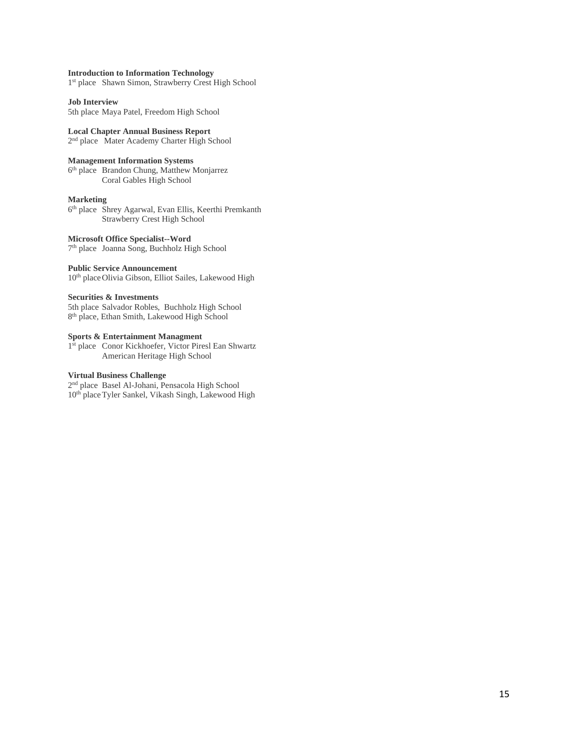**Introduction to Information Technology**
1st place Shawn Simon, Strawberry Crest High School

**Job Interview**
5th place Maya Patel, Freedom High School

**Local Chapter Annual Business Report**
2nd place Mater Academy Charter High School

**Management Information Systems**
6th place Brandon Chung, Matthew Monjarrez
Coral Gables High School

**Marketing**
6th place Shrey Agarwal, Evan Ellis, Keerthi Premkanth
Strawberry Crest High School

**Microsoft Office Specialist--Word**
7th place Joanna Song, Buchholz High School

**Public Service Announcement**
10th place Olivia Gibson, Elliot Sailes, Lakewood High

**Securities & Investments**
5th place Salvador Robles, Buchholz High School
8th place, Ethan Smith, Lakewood High School

**Sports & Entertainment Managment**
1st place Conor Kickhoefer, Victor Piresl Ean Shwartz
American Heritage High School

**Virtual Business Challenge**
2nd place Basel Al-Johani, Pensacola High School
10th place Tyler Sankel, Vikash Singh, Lakewood High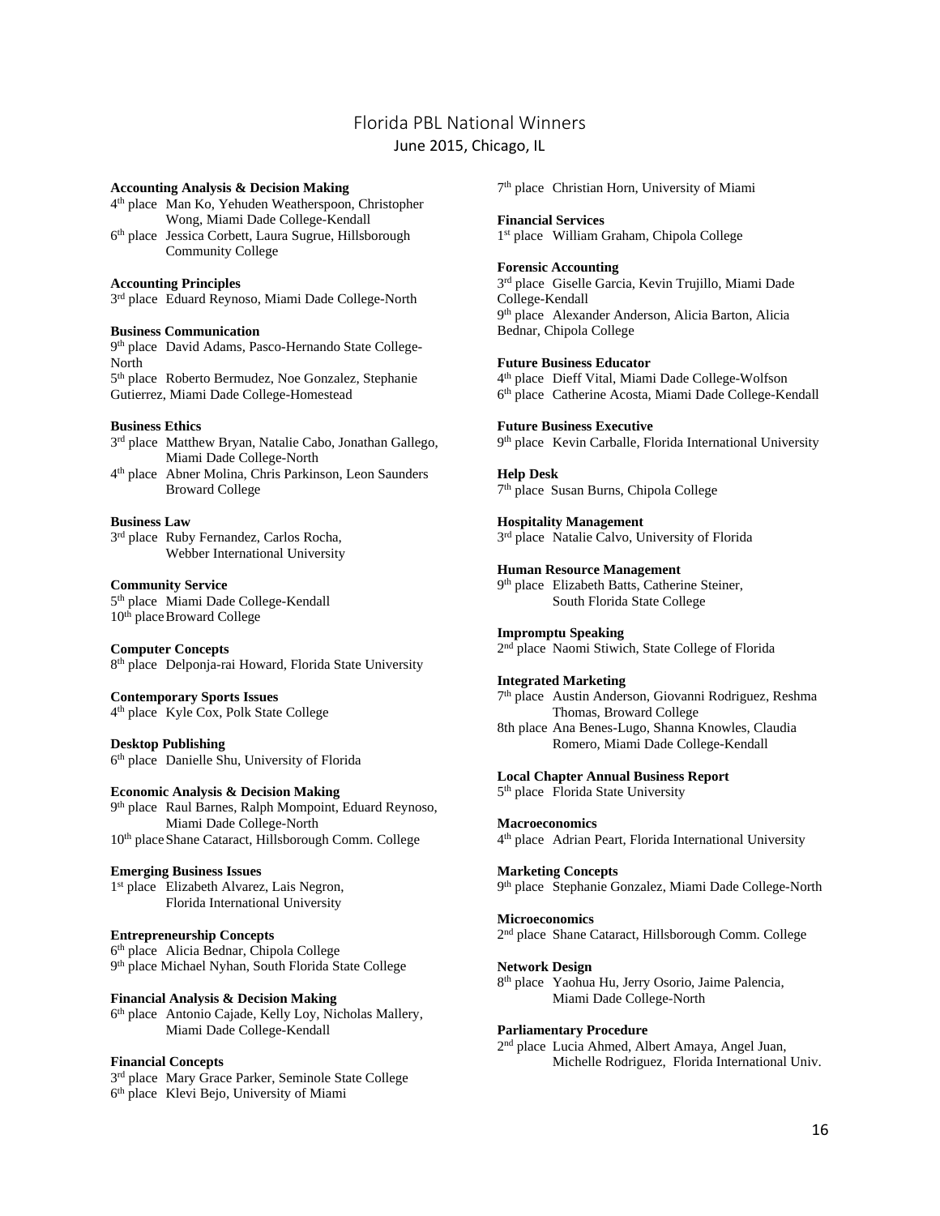# Florida PBL National Winners

## June 2015, Chicago, IL

**Accounting Analysis & Decision Making**
4th place Man Ko, Yehuden Weatherspoon, Christopher Wong, Miami Dade College-Kendall
6th place Jessica Corbett, Laura Sugrue, Hillsborough Community College

**Accounting Principles**
3rd place Eduard Reynoso, Miami Dade College-North

**Business Communication**
9th place David Adams, Pasco-Hernando State College-North
5th place Roberto Bermudez, Noe Gonzalez, Stephanie Gutierrez, Miami Dade College-Homestead

**Business Ethics**
3rd place Matthew Bryan, Natalie Cabo, Jonathan Gallego, Miami Dade College-North
4th place Abner Molina, Chris Parkinson, Leon Saunders Broward College

**Business Law**
3rd place Ruby Fernandez, Carlos Rocha, Webber International University

**Community Service**
5th place Miami Dade College-Kendall
10th place Broward College

**Computer Concepts**
8th place Delponja-rai Howard, Florida State University

**Contemporary Sports Issues**
4th place Kyle Cox, Polk State College

**Desktop Publishing**
6th place Danielle Shu, University of Florida

**Economic Analysis & Decision Making**
9th place Raul Barnes, Ralph Mompoint, Eduard Reynoso, Miami Dade College-North
10th place Shane Cataract, Hillsborough Comm. College

**Emerging Business Issues**
1st place Elizabeth Alvarez, Lais Negron, Florida International University

**Entrepreneurship Concepts**
6th place Alicia Bednar, Chipola College
9th place Michael Nyhan, South Florida State College

**Financial Analysis & Decision Making**
6th place Antonio Cajade, Kelly Loy, Nicholas Mallery, Miami Dade College-Kendall

**Financial Concepts**
3rd place Mary Grace Parker, Seminole State College
6th place Klevi Bejo, University of Miami
7th place Christian Horn, University of Miami

**Financial Services**
1st place William Graham, Chipola College

**Forensic Accounting**
3rd place Giselle Garcia, Kevin Trujillo, Miami Dade College-Kendall
9th place Alexander Anderson, Alicia Barton, Alicia Bednar, Chipola College

**Future Business Educator**
4th place Dieff Vital, Miami Dade College-Wolfson
6th place Catherine Acosta, Miami Dade College-Kendall

**Future Business Executive**
9th place Kevin Carballe, Florida International University

**Help Desk**
7th place Susan Burns, Chipola College

**Hospitality Management**
3rd place Natalie Calvo, University of Florida

**Human Resource Management**
9th place Elizabeth Batts, Catherine Steiner, South Florida State College

**Impromptu Speaking**
2nd place Naomi Stiwich, State College of Florida

**Integrated Marketing**
7th place Austin Anderson, Giovanni Rodriguez, Reshma Thomas, Broward College
8th place Ana Benes-Lugo, Shanna Knowles, Claudia Romero, Miami Dade College-Kendall

**Local Chapter Annual Business Report**
5th place Florida State University

**Macroeconomics**
4th place Adrian Peart, Florida International University

**Marketing Concepts**
9th place Stephanie Gonzalez, Miami Dade College-North

**Microeconomics**
2nd place Shane Cataract, Hillsborough Comm. College

**Network Design**
8th place Yaohua Hu, Jerry Osorio, Jaime Palencia, Miami Dade College-North

**Parliamentary Procedure**
2nd place Lucia Ahmed, Albert Amaya, Angel Juan, Michelle Rodriguez, Florida International Univ.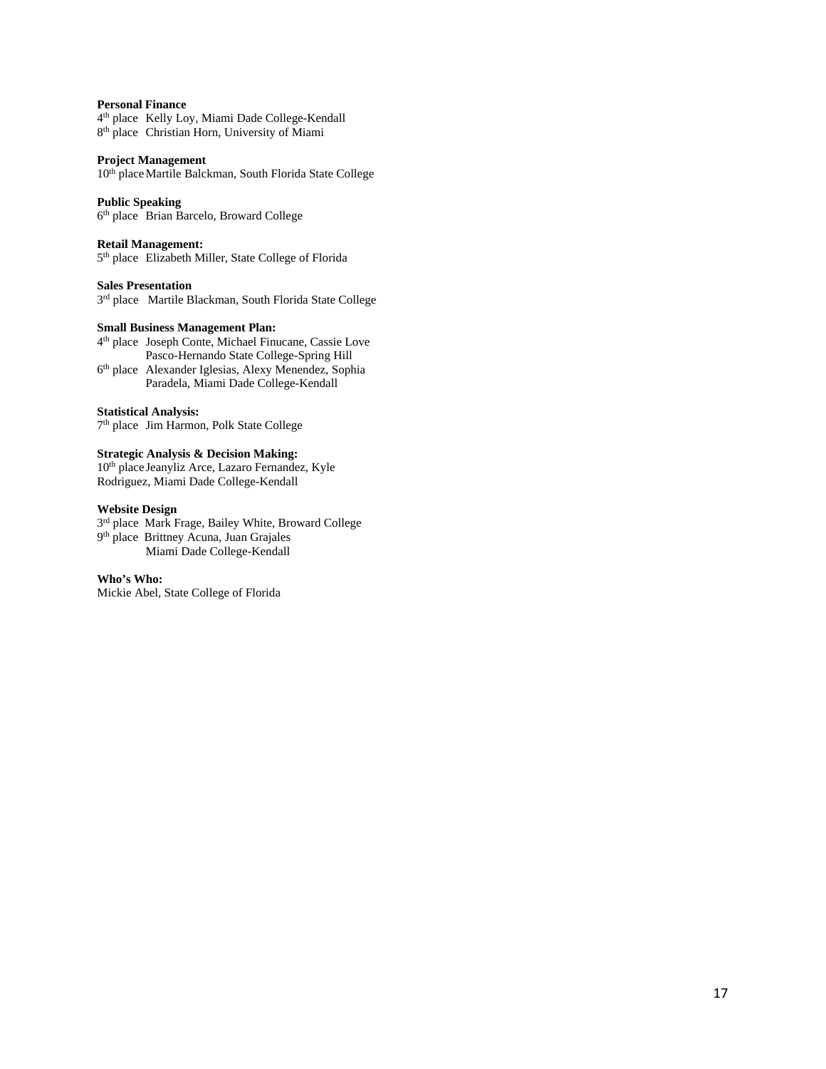**Personal Finance**
4th place Kelly Loy, Miami Dade College-Kendall
8th place Christian Horn, University of Miami

**Project Management**
10th place Martile Balckman, South Florida State College

**Public Speaking**
6th place Brian Barcelo, Broward College

**Retail Management:**
5th place Elizabeth Miller, State College of Florida

**Sales Presentation**
3rd place Martile Blackman, South Florida State College

**Small Business Management Plan:**
4th place Joseph Conte, Michael Finucane, Cassie Love
Pasco-Hernando State College-Spring Hill
6th place Alexander Iglesias, Alexy Menendez, Sophia
Paradela, Miami Dade College-Kendall

**Statistical Analysis:**
7th place Jim Harmon, Polk State College

**Strategic Analysis & Decision Making:**
10th place Jeanyliz Arce, Lazaro Fernandez, Kyle
Rodriguez, Miami Dade College-Kendall

**Website Design**
3rd place Mark Frage, Bailey White, Broward College
9th place Brittney Acuna, Juan Grajales
Miami Dade College-Kendall

**Who's Who:**
Mickie Abel, State College of Florida